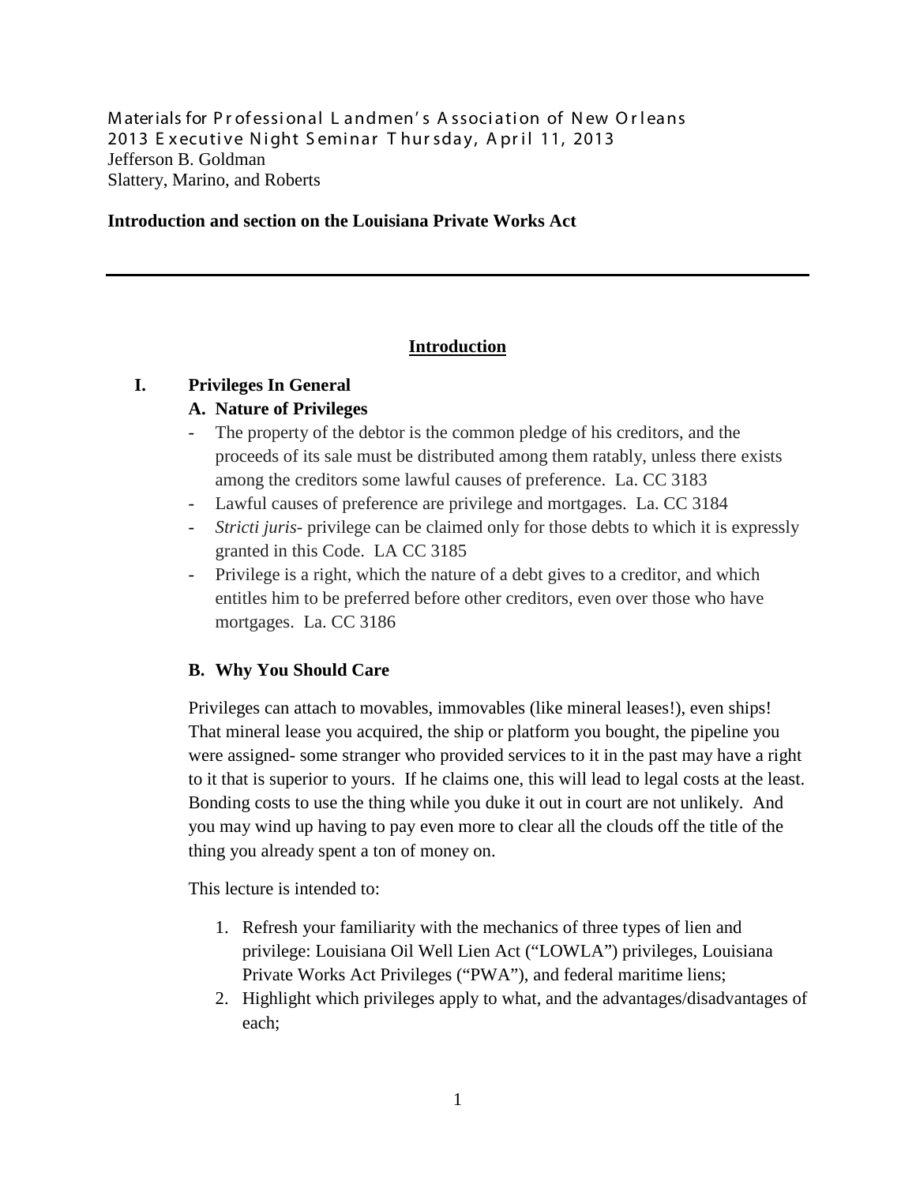Materials for Professional Landmen's Association of New Orleans
2013 Executive Night Seminar Thursday, April 11, 2013
Jefferson B. Goldman
Slattery, Marino, and Roberts

**Introduction and section on the Louisiana Private Works Act**

---

## Introduction

### I. Privileges In General

#### A. Nature of Privileges

- The property of the debtor is the common pledge of his creditors, and the proceeds of its sale must be distributed among them ratably, unless there exists among the creditors some lawful causes of preference. La. CC 3183
- Lawful causes of preference are privilege and mortgages. La. CC 3184
- *Stricti juris*- privilege can be claimed only for those debts to which it is expressly granted in this Code. LA CC 3185
- Privilege is a right, which the nature of a debt gives to a creditor, and which entitles him to be preferred before other creditors, even over those who have mortgages. La. CC 3186

#### B. Why You Should Care

Privileges can attach to movables, immovables (like mineral leases!), even ships! That mineral lease you acquired, the ship or platform you bought, the pipeline you were assigned- some stranger who provided services to it in the past may have a right to it that is superior to yours. If he claims one, this will lead to legal costs at the least. Bonding costs to use the thing while you duke it out in court are not unlikely. And you may wind up having to pay even more to clear all the clouds off the title of the thing you already spent a ton of money on.

This lecture is intended to:

1. Refresh your familiarity with the mechanics of three types of lien and privilege: Louisiana Oil Well Lien Act ("LOWLA") privileges, Louisiana Private Works Act Privileges ("PWA"), and federal maritime liens;
2. Highlight which privileges apply to what, and the advantages/disadvantages of each;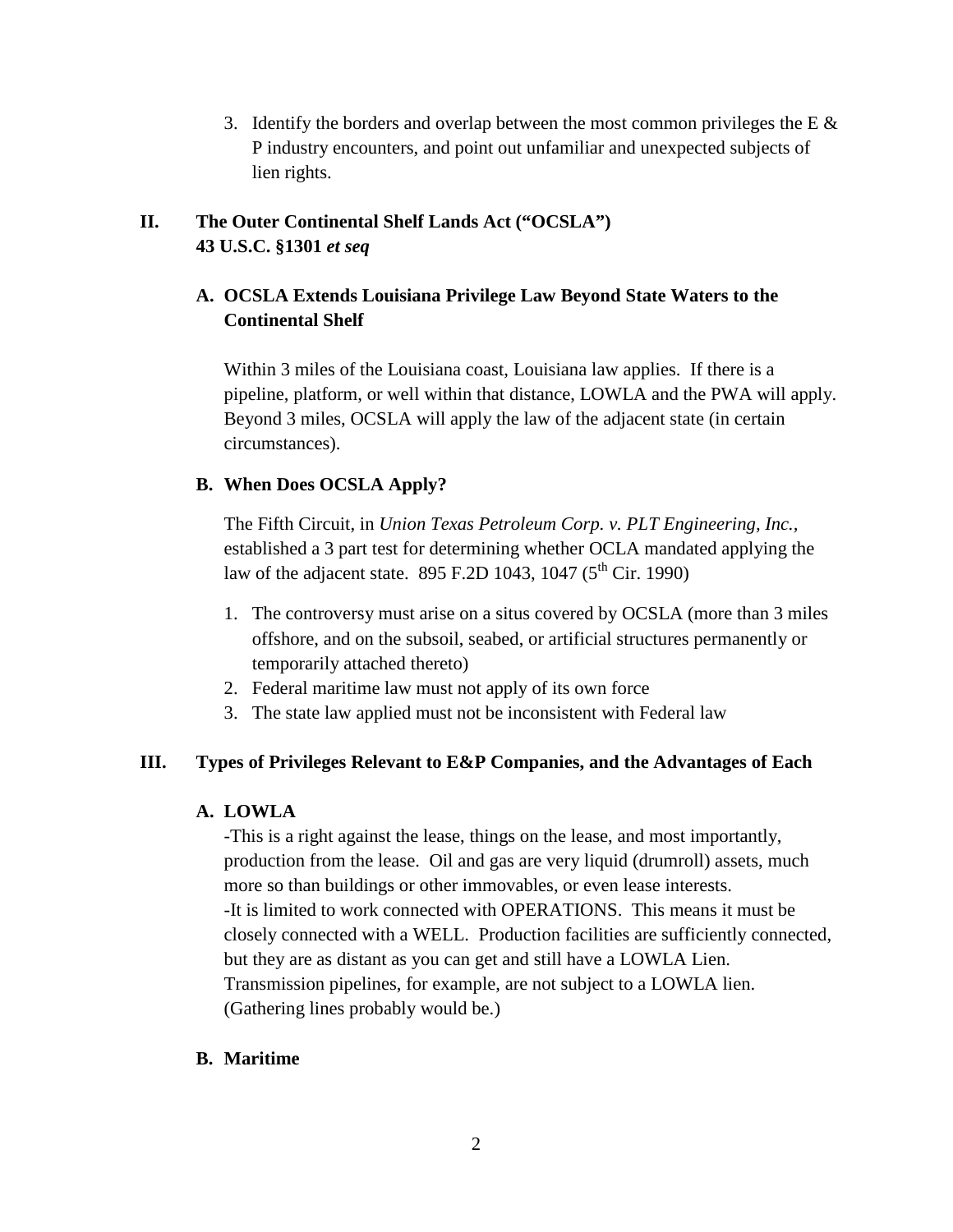3. Identify the borders and overlap between the most common privileges the E & P industry encounters, and point out unfamiliar and unexpected subjects of lien rights.

## II. The Outer Continental Shelf Lands Act ("OCSLA") 43 U.S.C. §1301 *et seq*

### A. OCSLA Extends Louisiana Privilege Law Beyond State Waters to the Continental Shelf

Within 3 miles of the Louisiana coast, Louisiana law applies. If there is a pipeline, platform, or well within that distance, LOWLA and the PWA will apply. Beyond 3 miles, OCSLA will apply the law of the adjacent state (in certain circumstances).

### B. When Does OCSLA Apply?

The Fifth Circuit, in *Union Texas Petroleum Corp. v. PLT Engineering, Inc.,* established a 3 part test for determining whether OCLA mandated applying the law of the adjacent state. 895 F.2D 1043, 1047 (5th Cir. 1990)

1. The controversy must arise on a situs covered by OCSLA (more than 3 miles offshore, and on the subsoil, seabed, or artificial structures permanently or temporarily attached thereto)
2. Federal maritime law must not apply of its own force
3. The state law applied must not be inconsistent with Federal law

## III. Types of Privileges Relevant to E&P Companies, and the Advantages of Each

### A. LOWLA

-This is a right against the lease, things on the lease, and most importantly, production from the lease. Oil and gas are very liquid (drumroll) assets, much more so than buildings or other immovables, or even lease interests.
-It is limited to work connected with OPERATIONS. This means it must be closely connected with a WELL. Production facilities are sufficiently connected, but they are as distant as you can get and still have a LOWLA Lien. Transmission pipelines, for example, are not subject to a LOWLA lien. (Gathering lines probably would be.)

### B. Maritime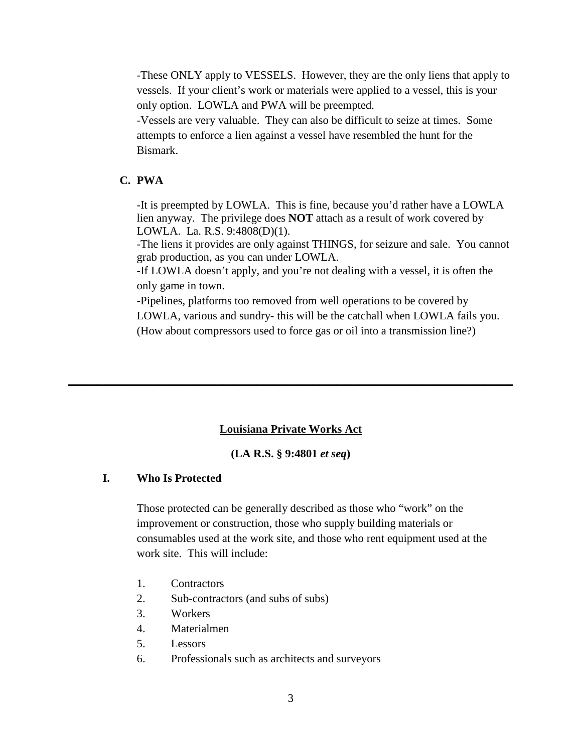-These ONLY apply to VESSELS. However, they are the only liens that apply to vessels. If your client's work or materials were applied to a vessel, this is your only option. LOWLA and PWA will be preempted.

-Vessels are very valuable. They can also be difficult to seize at times. Some attempts to enforce a lien against a vessel have resembled the hunt for the Bismark.

### C. PWA

-It is preempted by LOWLA. This is fine, because you'd rather have a LOWLA lien anyway. The privilege does **NOT** attach as a result of work covered by LOWLA. La. R.S. 9:4808(D)(1).

-The liens it provides are only against THINGS, for seizure and sale. You cannot grab production, as you can under LOWLA.

-If LOWLA doesn't apply, and you're not dealing with a vessel, it is often the only game in town.

-Pipelines, platforms too removed from well operations to be covered by LOWLA, various and sundry- this will be the catchall when LOWLA fails you. (How about compressors used to force gas or oil into a transmission line?)

---

## Louisiana Private Works Act

**(LA R.S. § 9:4801 *et seq*)**

### I. Who Is Protected

Those protected can be generally described as those who "work" on the improvement or construction, those who supply building materials or consumables used at the work site, and those who rent equipment used at the work site. This will include:

1. Contractors
2. Sub-contractors (and subs of subs)
3. Workers
4. Materialmen
5. Lessors
6. Professionals such as architects and surveyors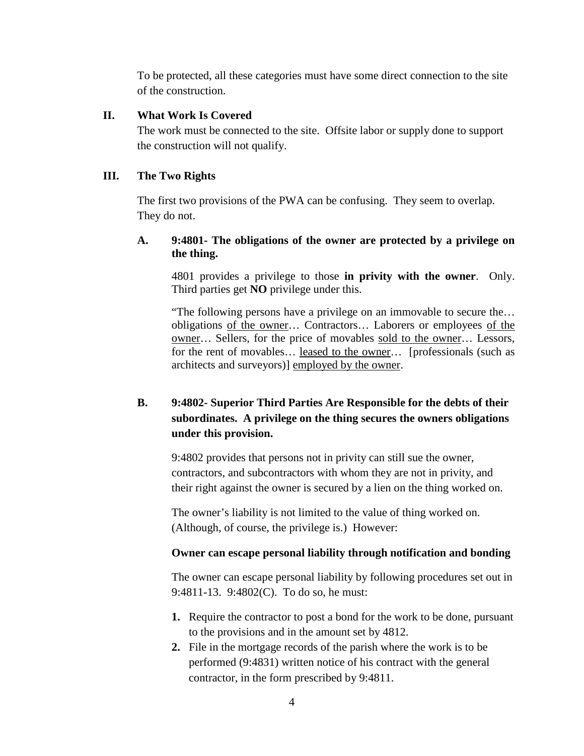To be protected, all these categories must have some direct connection to the site of the construction.

## II. What Work Is Covered

The work must be connected to the site. Offsite labor or supply done to support the construction will not qualify.

## III. The Two Rights

The first two provisions of the PWA can be confusing. They seem to overlap. They do not.

### A. 9:4801- The obligations of the owner are protected by a privilege on the thing.

4801 provides a privilege to those **in privity with the owner**. Only. Third parties get **NO** privilege under this.

"The following persons have a privilege on an immovable to secure the… obligations <u>of the owner</u>… Contractors… Laborers or employees <u>of the owner</u>… Sellers, for the price of movables <u>sold to the owner</u>… Lessors, for the rent of movables… <u>leased to the owner</u>… [professionals (such as architects and surveyors)] <u>employed by the owner</u>.

### B. 9:4802- Superior Third Parties Are Responsible for the debts of their subordinates. A privilege on the thing secures the owners obligations under this provision.

9:4802 provides that persons not in privity can still sue the owner, contractors, and subcontractors with whom they are not in privity, and their right against the owner is secured by a lien on the thing worked on.

The owner's liability is not limited to the value of thing worked on. (Although, of course, the privilege is.) However:

**Owner can escape personal liability through notification and bonding**

The owner can escape personal liability by following procedures set out in 9:4811-13. 9:4802(C). To do so, he must:

1. Require the contractor to post a bond for the work to be done, pursuant to the provisions and in the amount set by 4812.
2. File in the mortgage records of the parish where the work is to be performed (9:4831) written notice of his contract with the general contractor, in the form prescribed by 9:4811.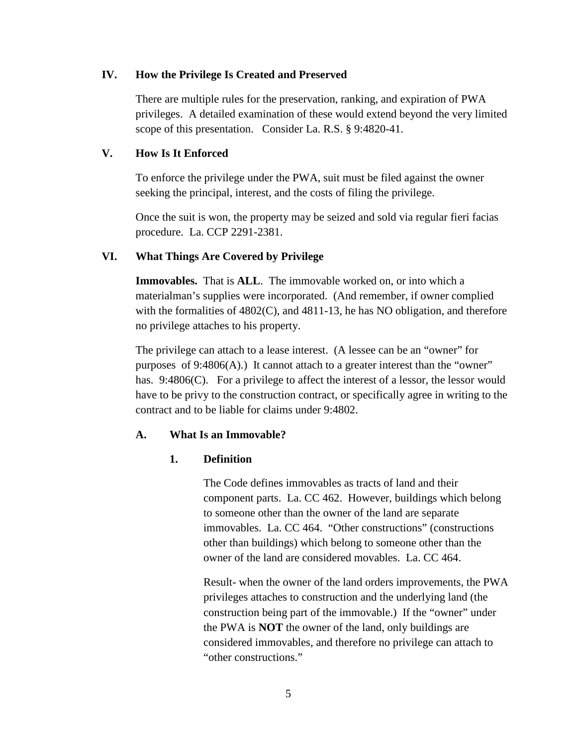## IV. How the Privilege Is Created and Preserved

There are multiple rules for the preservation, ranking, and expiration of PWA privileges. A detailed examination of these would extend beyond the very limited scope of this presentation. Consider La. R.S. § 9:4820-41.

## V. How Is It Enforced

To enforce the privilege under the PWA, suit must be filed against the owner seeking the principal, interest, and the costs of filing the privilege.

Once the suit is won, the property may be seized and sold via regular fieri facias procedure. La. CCP 2291-2381.

## VI. What Things Are Covered by Privilege

**Immovables.** That is **ALL**. The immovable worked on, or into which a materialman's supplies were incorporated. (And remember, if owner complied with the formalities of 4802(C), and 4811-13, he has NO obligation, and therefore no privilege attaches to his property.

The privilege can attach to a lease interest. (A lessee can be an "owner" for purposes of 9:4806(A).) It cannot attach to a greater interest than the "owner" has. 9:4806(C). For a privilege to affect the interest of a lessor, the lessor would have to be privy to the construction contract, or specifically agree in writing to the contract and to be liable for claims under 9:4802.

### A. What Is an Immovable?

#### 1. Definition

The Code defines immovables as tracts of land and their component parts. La. CC 462. However, buildings which belong to someone other than the owner of the land are separate immovables. La. CC 464. "Other constructions" (constructions other than buildings) which belong to someone other than the owner of the land are considered movables. La. CC 464.

Result- when the owner of the land orders improvements, the PWA privileges attaches to construction and the underlying land (the construction being part of the immovable.) If the "owner" under the PWA is **NOT** the owner of the land, only buildings are considered immovables, and therefore no privilege can attach to "other constructions."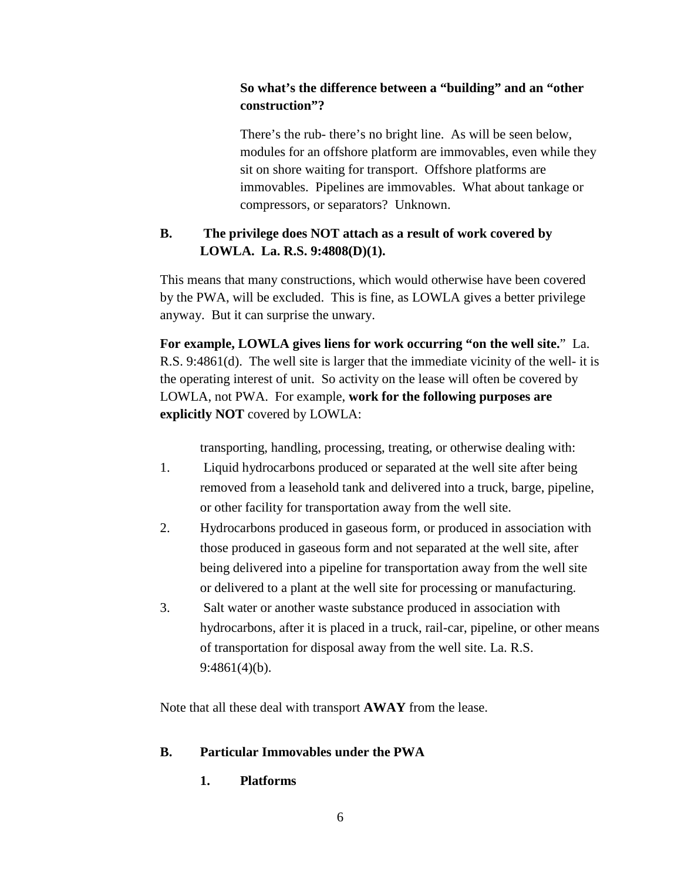**So what's the difference between a "building" and an "other construction"?**

There's the rub- there's no bright line. As will be seen below, modules for an offshore platform are immovables, even while they sit on shore waiting for transport. Offshore platforms are immovables. Pipelines are immovables. What about tankage or compressors, or separators? Unknown.

**B. The privilege does NOT attach as a result of work covered by LOWLA. La. R.S. 9:4808(D)(1).**

This means that many constructions, which would otherwise have been covered by the PWA, will be excluded. This is fine, as LOWLA gives a better privilege anyway. But it can surprise the unwary.

**For example, LOWLA gives liens for work occurring "on the well site."** La. R.S. 9:4861(d). The well site is larger that the immediate vicinity of the well- it is the operating interest of unit. So activity on the lease will often be covered by LOWLA, not PWA. For example, **work for the following purposes are explicitly NOT** covered by LOWLA:

transporting, handling, processing, treating, or otherwise dealing with:

1. Liquid hydrocarbons produced or separated at the well site after being removed from a leasehold tank and delivered into a truck, barge, pipeline, or other facility for transportation away from the well site.
2. Hydrocarbons produced in gaseous form, or produced in association with those produced in gaseous form and not separated at the well site, after being delivered into a pipeline for transportation away from the well site or delivered to a plant at the well site for processing or manufacturing.
3. Salt water or another waste substance produced in association with hydrocarbons, after it is placed in a truck, rail-car, pipeline, or other means of transportation for disposal away from the well site. La. R.S. 9:4861(4)(b).

Note that all these deal with transport **AWAY** from the lease.

**B. Particular Immovables under the PWA**

**1. Platforms**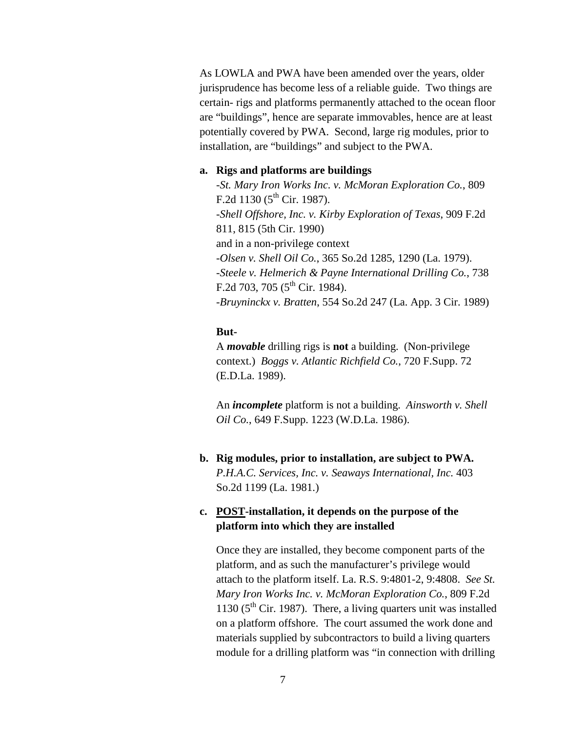As LOWLA and PWA have been amended over the years, older jurisprudence has become less of a reliable guide. Two things are certain- rigs and platforms permanently attached to the ocean floor are "buildings", hence are separate immovables, hence are at least potentially covered by PWA. Second, large rig modules, prior to installation, are "buildings" and subject to the PWA.

**a. Rigs and platforms are buildings**

-*St. Mary Iron Works Inc. v. McMoran Exploration Co.*, 809 F.2d 1130 (5th Cir. 1987).
-*Shell Offshore, Inc. v. Kirby Exploration of Texas*, 909 F.2d 811, 815 (5th Cir. 1990)
and in a non-privilege context
-*Olsen v. Shell Oil Co.*, 365 So.2d 1285, 1290 (La. 1979).
-*Steele v. Helmerich & Payne International Drilling Co.*, 738 F.2d 703, 705 (5th Cir. 1984).
-*Bruyninckx v. Bratten*, 554 So.2d 247 (La. App. 3 Cir. 1989)

**But-**

A ***movable*** drilling rigs is **not** a building. (Non-privilege context.) *Boggs v. Atlantic Richfield Co.*, 720 F.Supp. 72 (E.D.La. 1989).

An ***incomplete*** platform is not a building. *Ainsworth v. Shell Oil Co.*, 649 F.Supp. 1223 (W.D.La. 1986).

**b. Rig modules, prior to installation, are subject to PWA.**
*P.H.A.C. Services, Inc. v. Seaways International, Inc.* 403 So.2d 1199 (La. 1981.)

**c. <u>POST</u>-installation, it depends on the purpose of the platform into which they are installed**

Once they are installed, they become component parts of the platform, and as such the manufacturer's privilege would attach to the platform itself. La. R.S. 9:4801-2, 9:4808. *See St. Mary Iron Works Inc. v. McMoran Exploration Co.*, 809 F.2d 1130 (5th Cir. 1987). There, a living quarters unit was installed on a platform offshore. The court assumed the work done and materials supplied by subcontractors to build a living quarters module for a drilling platform was "in connection with drilling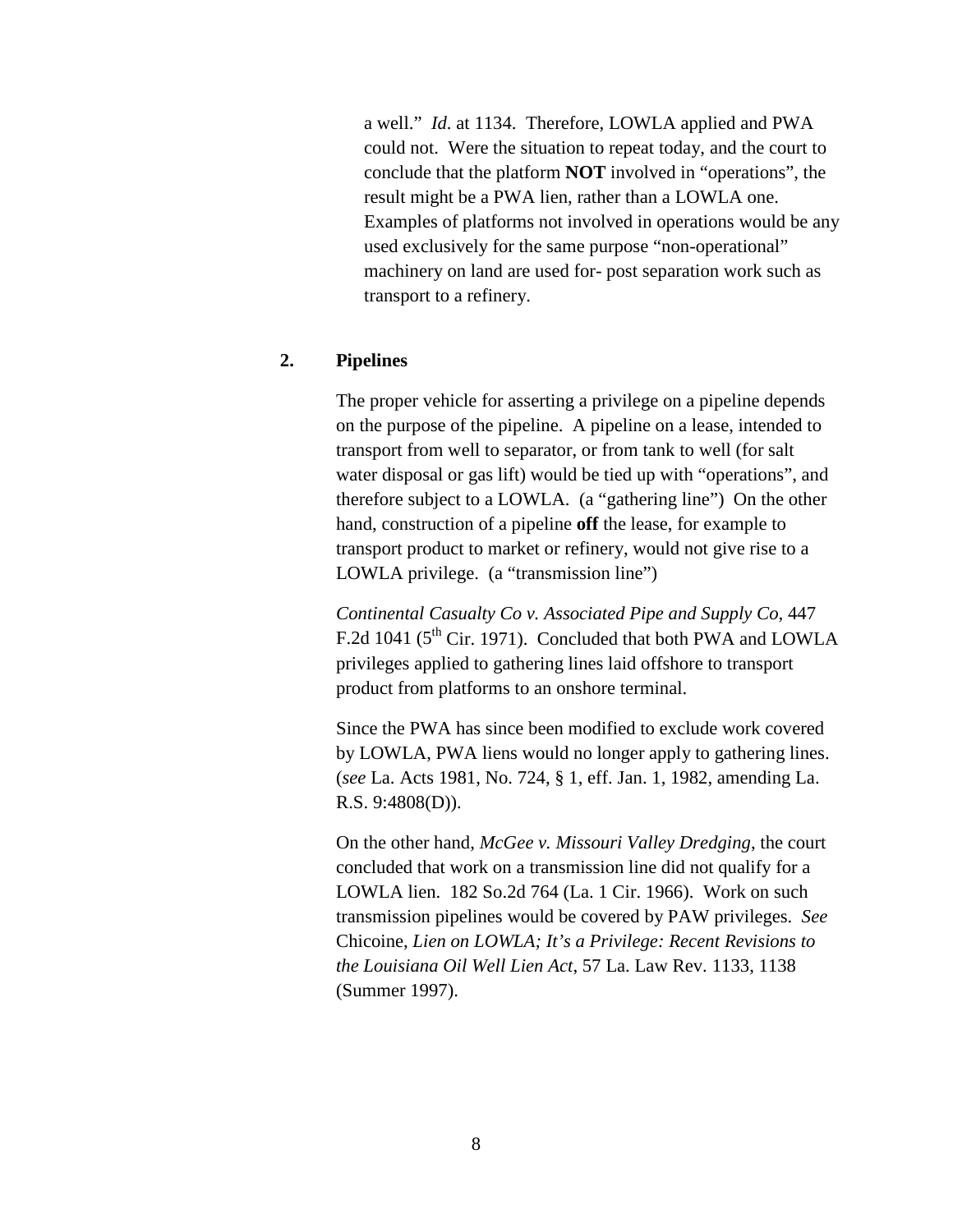a well." *Id*. at 1134. Therefore, LOWLA applied and PWA could not. Were the situation to repeat today, and the court to conclude that the platform **NOT** involved in "operations", the result might be a PWA lien, rather than a LOWLA one. Examples of platforms not involved in operations would be any used exclusively for the same purpose "non-operational" machinery on land are used for- post separation work such as transport to a refinery.

### 2. Pipelines

The proper vehicle for asserting a privilege on a pipeline depends on the purpose of the pipeline. A pipeline on a lease, intended to transport from well to separator, or from tank to well (for salt water disposal or gas lift) would be tied up with "operations", and therefore subject to a LOWLA. (a "gathering line") On the other hand, construction of a pipeline **off** the lease, for example to transport product to market or refinery, would not give rise to a LOWLA privilege. (a "transmission line")

*Continental Casualty Co v. Associated Pipe and Supply Co*, 447 F.2d 1041 (5th Cir. 1971). Concluded that both PWA and LOWLA privileges applied to gathering lines laid offshore to transport product from platforms to an onshore terminal.

Since the PWA has since been modified to exclude work covered by LOWLA, PWA liens would no longer apply to gathering lines. (*see* La. Acts 1981, No. 724, § 1, eff. Jan. 1, 1982, amending La. R.S. 9:4808(D)).

On the other hand, *McGee v. Missouri Valley Dredging*, the court concluded that work on a transmission line did not qualify for a LOWLA lien. 182 So.2d 764 (La. 1 Cir. 1966). Work on such transmission pipelines would be covered by PAW privileges. *See* Chicoine, *Lien on LOWLA; It's a Privilege: Recent Revisions to the Louisiana Oil Well Lien Act*, 57 La. Law Rev. 1133, 1138 (Summer 1997).